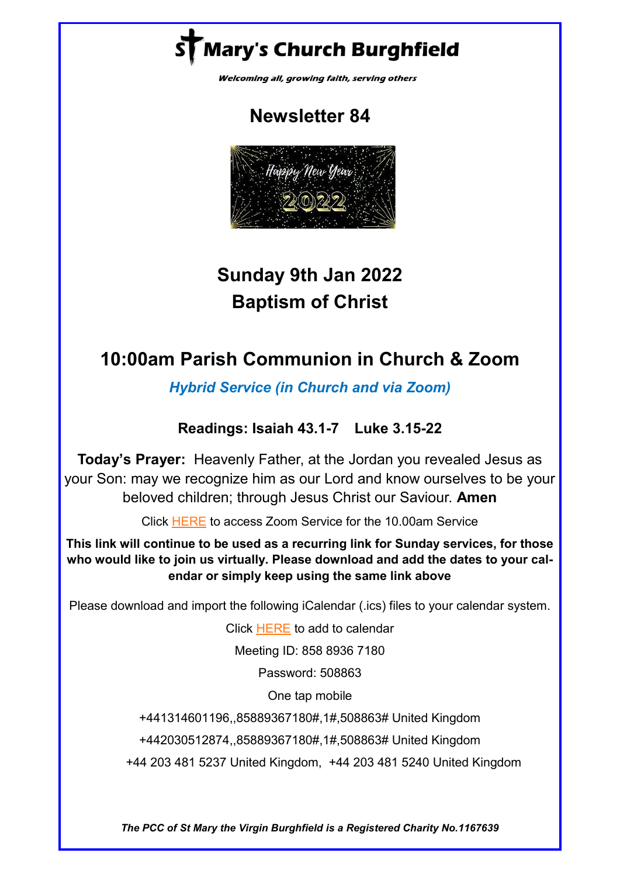# St Mary's Church Burghfield

***Welcoming all, growing faith, serving others***

## Newsletter 84

## Sunday 9th Jan 2022
## Baptism of Christ

## 10:00am Parish Communion in Church & Zoom

***Hybrid Service (in Church and via Zoom)***

**Readings: Isaiah 43.1-7    Luke 3.15-22**

**Today's Prayer:** Heavenly Father, at the Jordan you revealed Jesus as your Son: may we recognize him as our Lord and know ourselves to be your beloved children; through Jesus Christ our Saviour. **Amen**

Click HERE to access Zoom Service for the 10.00am Service

**This link will continue to be used as a recurring link for Sunday services, for those who would like to join us virtually. Please download and add the dates to your calendar or simply keep using the same link above**

Please download and import the following iCalendar (.ics) files to your calendar system.

Click HERE to add to calendar

Meeting ID: 858 8936 7180

Password: 508863

One tap mobile

+441314601196,,85889367180#,,1#,508863# United Kingdom

+442030512874,,85889367180#,,1#,508863# United Kingdom

+44 203 481 5237 United Kingdom, +44 203 481 5240 United Kingdom

***The PCC of St Mary the Virgin Burghfield is a Registered Charity No.1167639***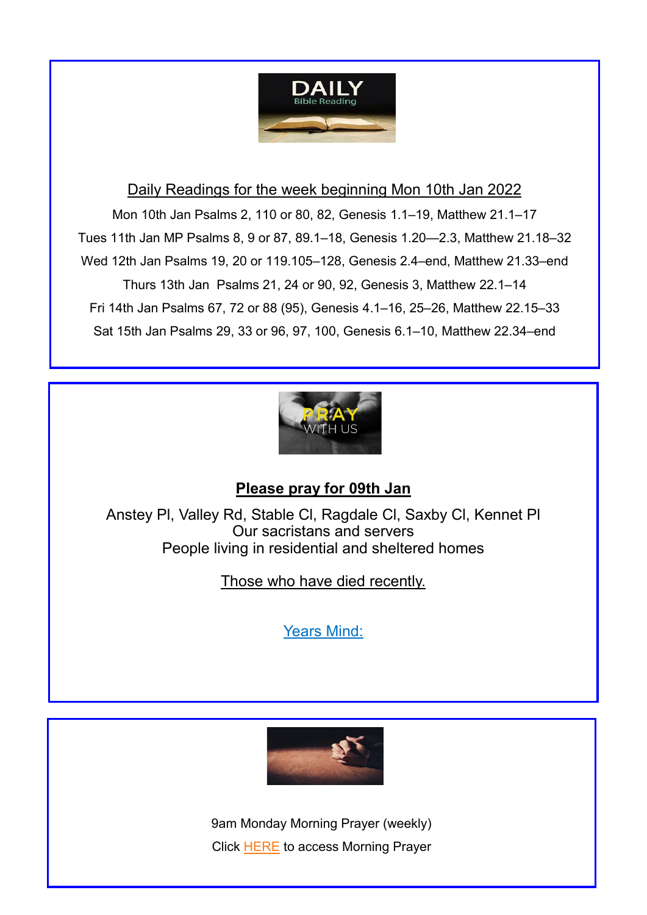Daily Readings for the week beginning Mon 10th Jan 2022

Mon 10th Jan Psalms 2, 110 or 80, 82, Genesis 1.1–19, Matthew 21.1–17

Tues 11th Jan MP Psalms 8, 9 or 87, 89.1–18, Genesis 1.20—2.3, Matthew 21.18–32

Wed 12th Jan Psalms 19, 20 or 119.105–128, Genesis 2.4–end, Matthew 21.33–end

Thurs 13th Jan Psalms 21, 24 or 90, 92, Genesis 3, Matthew 22.1–14

Fri 14th Jan Psalms 67, 72 or 88 (95), Genesis 4.1–16, 25–26, Matthew 22.15–33

Sat 15th Jan Psalms 29, 33 or 96, 97, 100, Genesis 6.1–10, Matthew 22.34–end

**Please pray for 09th Jan**

Anstey Pl, Valley Rd, Stable Cl, Ragdale Cl, Saxby Cl, Kennet Pl
Our sacristans and servers
People living in residential and sheltered homes

Those who have died recently.

Years Mind:

9am Monday Morning Prayer (weekly)

Click HERE to access Morning Prayer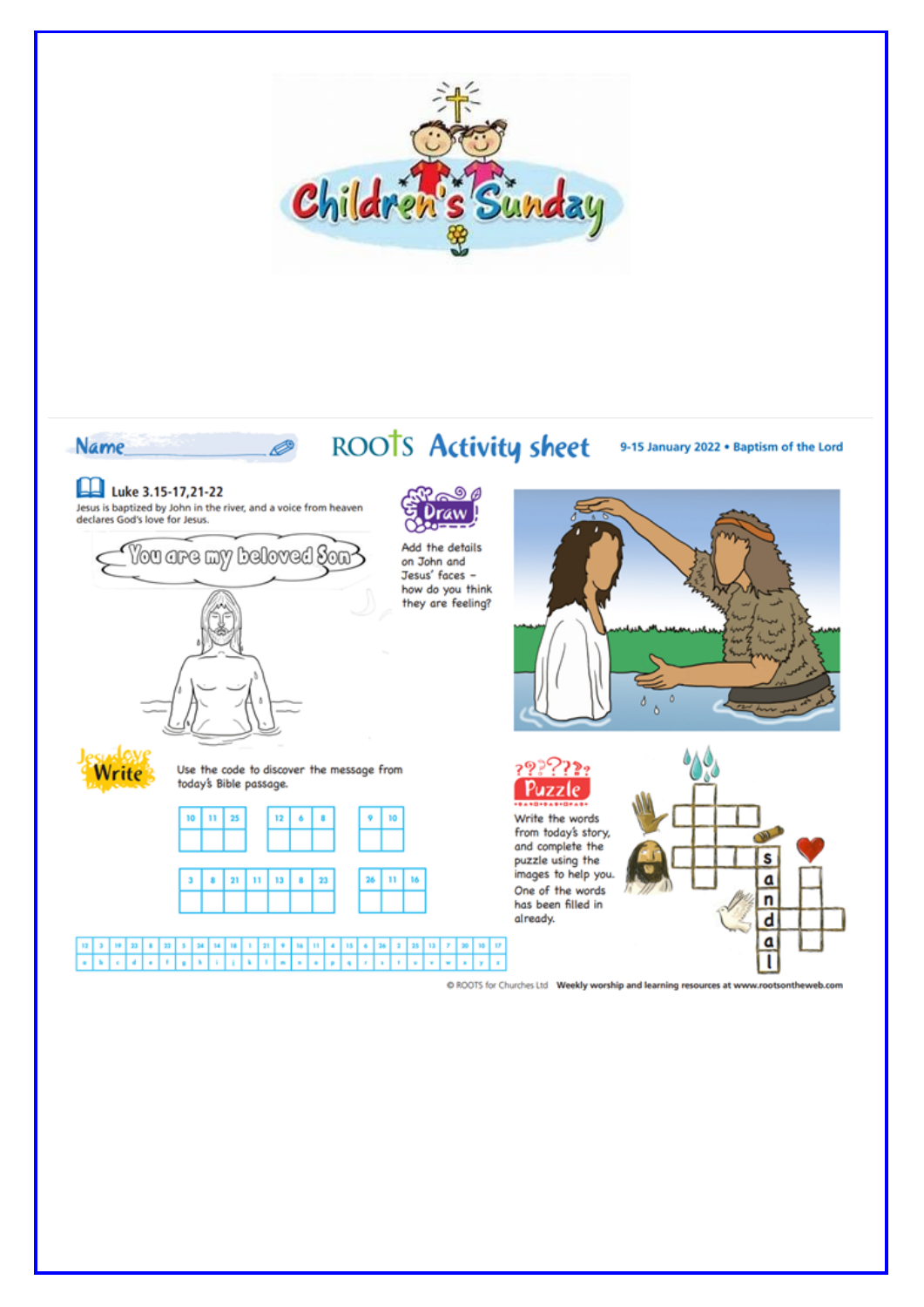# Children's Sunday

Name

## ROOTS Activity sheet

9-15 January 2022 • Baptism of the Lord

### Luke 3.15-17,21-22

Jesus is baptized by John in the river, and a voice from heaven declares God's love for Jesus.

You are my beloved Son

### Draw

Add the details on John and Jesus' faces – how do you think they are feeling?

### Write

Use the code to discover the message from today's Bible passage.

| 10 | 11 | 25 |
|---|---|---|
| | | |

| 12 | 6 | 8 |
|---|---|---|
| | | |

| 9 | 10 |
|---|---|
| | |

| 3 | 8 | 21 | 11 | 13 | 8 | 23 |
|---|---|---|---|---|---|---|
| | | | | | | |

| 26 | 11 | 16 |
|---|---|---|
| | | |

| 12 | 3 | 19 | 23 | 8 | 22 | 5 | 24 | 14 | 18 | 1 | 21 | 9 | 16 | 11 | 4 | 15 | 6 | 26 | 2 | 25 | 13 | 7 | 20 | 10 | 17 |
|---|---|---|---|---|---|---|---|---|---|---|---|---|---|---|---|---|---|---|---|---|---|---|---|---|---|
| a | b | c | d | e | f | g | h | i | j | k | l | m | n | o | p | q | r | s | t | u | v | w | x | y | z |

### Puzzle

Write the words from today's story, and complete the puzzle using the images to help you. One of the words has been filled in already.

s a n d a l

© ROOTS for Churches Ltd Weekly worship and learning resources at www.rootsontheweb.com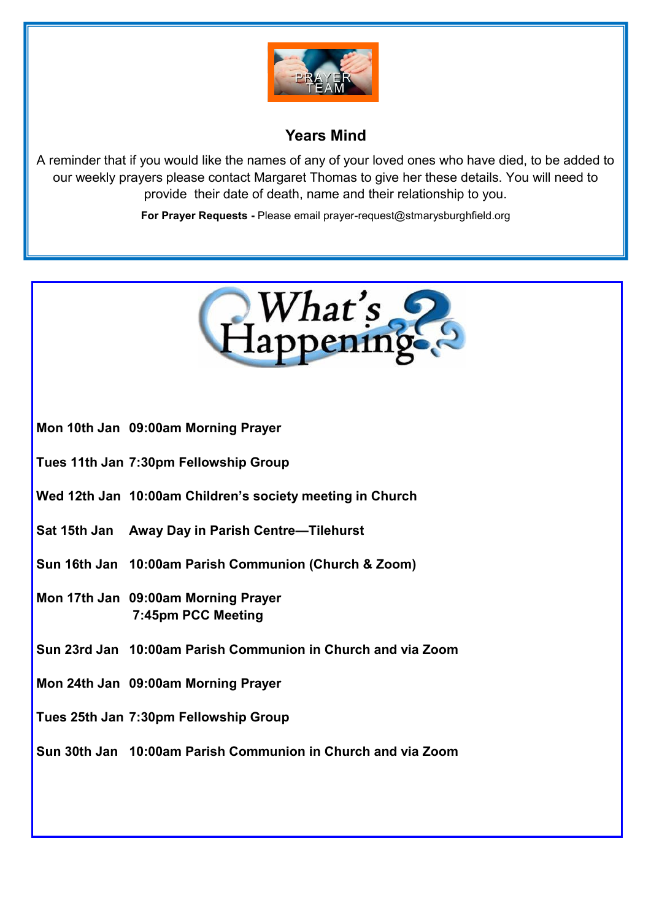PRAYER TEAM

## Years Mind

A reminder that if you would like the names of any of your loved ones who have died, to be added to our weekly prayers please contact Margaret Thomas to give her these details. You will need to provide their date of death, name and their relationship to you.

**For Prayer Requests -** Please email prayer-request@stmarysburghfield.org

## What's Happening?

**Mon 10th Jan** **09:00am Morning Prayer**

**Tues 11th Jan** **7:30pm Fellowship Group**

**Wed 12th Jan** **10:00am Children's society meeting in Church**

**Sat 15th Jan** **Away Day in Parish Centre—Tilehurst**

**Sun 16th Jan** **10:00am Parish Communion (Church & Zoom)**

**Mon 17th Jan** **09:00am Morning Prayer**
**7:45pm PCC Meeting**

**Sun 23rd Jan** **10:00am Parish Communion in Church and via Zoom**

**Mon 24th Jan** **09:00am Morning Prayer**

**Tues 25th Jan** **7:30pm Fellowship Group**

**Sun 30th Jan** **10:00am Parish Communion in Church and via Zoom**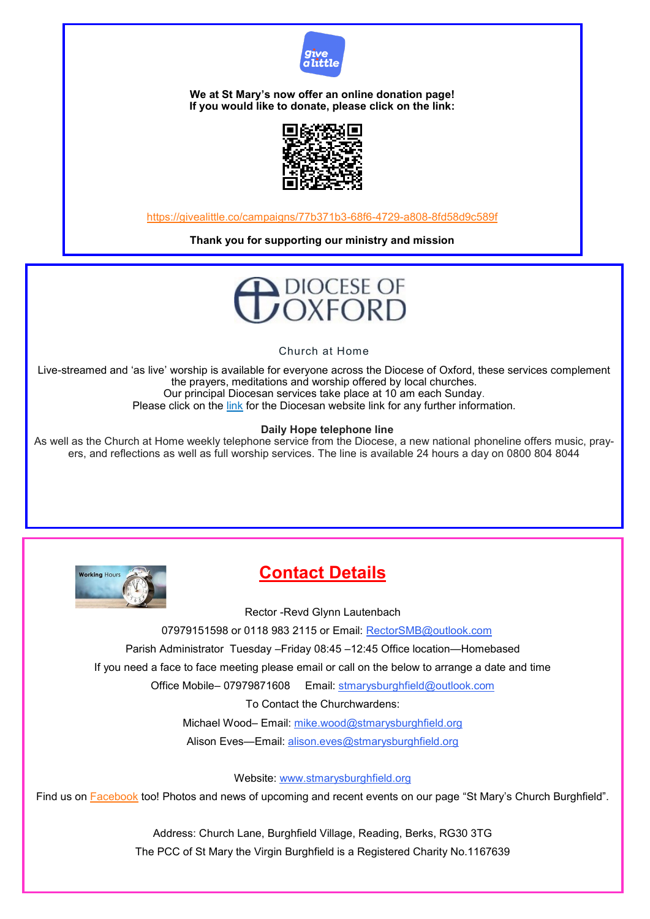**We at St Mary's now offer an online donation page!**
**If you would like to donate, please click on the link:**

https://givealittle.co/campaigns/77b371b3-68f6-4729-a808-8fd58d9c589f

**Thank you for supporting our ministry and mission**

DIOCESE OF OXFORD

Church at Home

Live-streamed and 'as live' worship is available for everyone across the Diocese of Oxford, these services complement the prayers, meditations and worship offered by local churches.
Our principal Diocesan services take place at 10 am each Sunday.
Please click on the link for the Diocesan website link for any further information.

**Daily Hope telephone line**

As well as the Church at Home weekly telephone service from the Diocese, a new national phoneline offers music, prayers, and reflections as well as full worship services. The line is available 24 hours a day on 0800 804 8044

## Contact Details

Rector -Revd Glynn Lautenbach

07979151598 or 0118 983 2115 or Email: RectorSMB@outlook.com

Parish Administrator Tuesday –Friday 08:45 –12:45 Office location—Homebased

If you need a face to face meeting please email or call on the below to arrange a date and time

Office Mobile– 07979871608 Email: stmarysburghfield@outlook.com

To Contact the Churchwardens:

Michael Wood– Email: mike.wood@stmarysburghfield.org

Alison Eves—Email: alison.eves@stmarysburghfield.org

Website: www.stmarysburghfield.org

Find us on Facebook too! Photos and news of upcoming and recent events on our page "St Mary's Church Burghfield".

Address: Church Lane, Burghfield Village, Reading, Berks, RG30 3TG

The PCC of St Mary the Virgin Burghfield is a Registered Charity No.1167639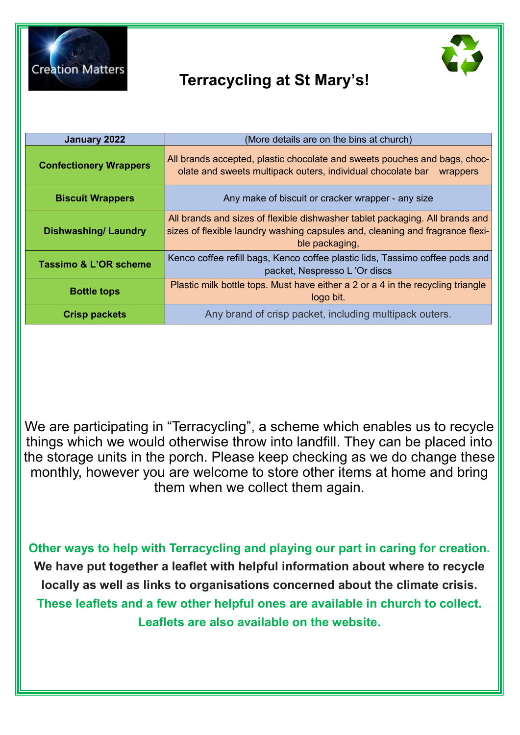# Terracycling at St Mary's!

| January 2022 | (More details are on the bins at church) |
|---|---|
| **Confectionery Wrappers** | All brands accepted, plastic chocolate and sweets pouches and bags, chocolate and sweets multipack outers, individual chocolate bar wrappers |
| **Biscuit Wrappers** | Any make of biscuit or cracker wrapper - any size |
| **Dishwashing/ Laundry** | All brands and sizes of flexible dishwasher tablet packaging. All brands and sizes of flexible laundry washing capsules and, cleaning and fragrance flexible packaging, |
| **Tassimo & L'OR scheme** | Kenco coffee refill bags, Kenco coffee plastic lids, Tassimo coffee pods and packet, Nespresso L 'Or discs |
| **Bottle tops** | Plastic milk bottle tops. Must have either a 2 or a 4 in the recycling triangle logo bit. |
| **Crisp packets** | Any brand of crisp packet, including multipack outers. |

We are participating in "Terracycling", a scheme which enables us to recycle things which we would otherwise throw into landfill. They can be placed into the storage units in the porch. Please keep checking as we do change these monthly, however you are welcome to store other items at home and bring them when we collect them again.

**Other ways to help with Terracycling and playing our part in caring for creation.**
**We have put together a leaflet with helpful information about where to recycle locally as well as links to organisations concerned about the climate crisis.**
**These leaflets and a few other helpful ones are available in church to collect.**
**Leaflets are also available on the website.**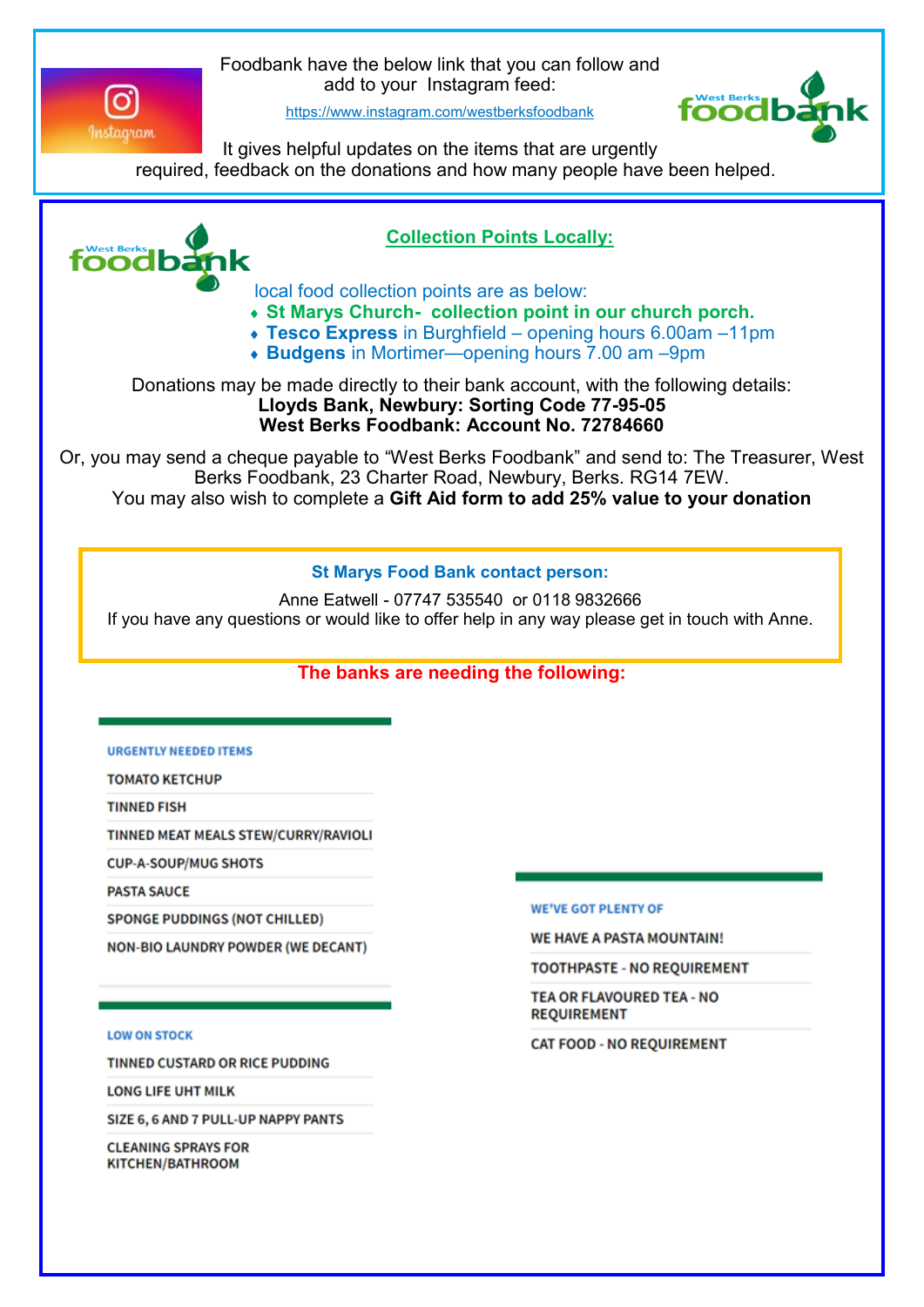Foodbank have the below link that you can follow and add to your Instagram feed:

https://www.instagram.com/westberksfoodbank

It gives helpful updates on the items that are urgently required, feedback on the donations and how many people have been helped.

## Collection Points Locally:

local food collection points are as below:

- **St Marys Church- collection point in our church porch.**
- **Tesco Express** in Burghfield – opening hours 6.00am –11pm
- **Budgens** in Mortimer—opening hours 7.00 am –9pm

Donations may be made directly to their bank account, with the following details:
**Lloyds Bank, Newbury: Sorting Code 77-95-05**
**West Berks Foodbank: Account No. 72784660**

Or, you may send a cheque payable to "West Berks Foodbank" and send to: The Treasurer, West Berks Foodbank, 23 Charter Road, Newbury, Berks. RG14 7EW.
You may also wish to complete a **Gift Aid form to add 25% value to your donation**

**St Marys Food Bank contact person:**

Anne Eatwell - 07747 535540 or 0118 9832666
If you have any questions or would like to offer help in any way please get in touch with Anne.

**The banks are needing the following:**

**URGENTLY NEEDED ITEMS**

- TOMATO KETCHUP
- TINNED FISH
- TINNED MEAT MEALS STEW/CURRY/RAVIOLI
- CUP-A-SOUP/MUG SHOTS
- PASTA SAUCE
- SPONGE PUDDINGS (NOT CHILLED)
- NON-BIO LAUNDRY POWDER (WE DECANT)

**LOW ON STOCK**

- TINNED CUSTARD OR RICE PUDDING
- LONG LIFE UHT MILK
- SIZE 6, 6 AND 7 PULL-UP NAPPY PANTS
- CLEANING SPRAYS FOR KITCHEN/BATHROOM

**WE'VE GOT PLENTY OF**

- WE HAVE A PASTA MOUNTAIN!
- TOOTHPASTE - NO REQUIREMENT
- TEA OR FLAVOURED TEA - NO REQUIREMENT
- CAT FOOD - NO REQUIREMENT